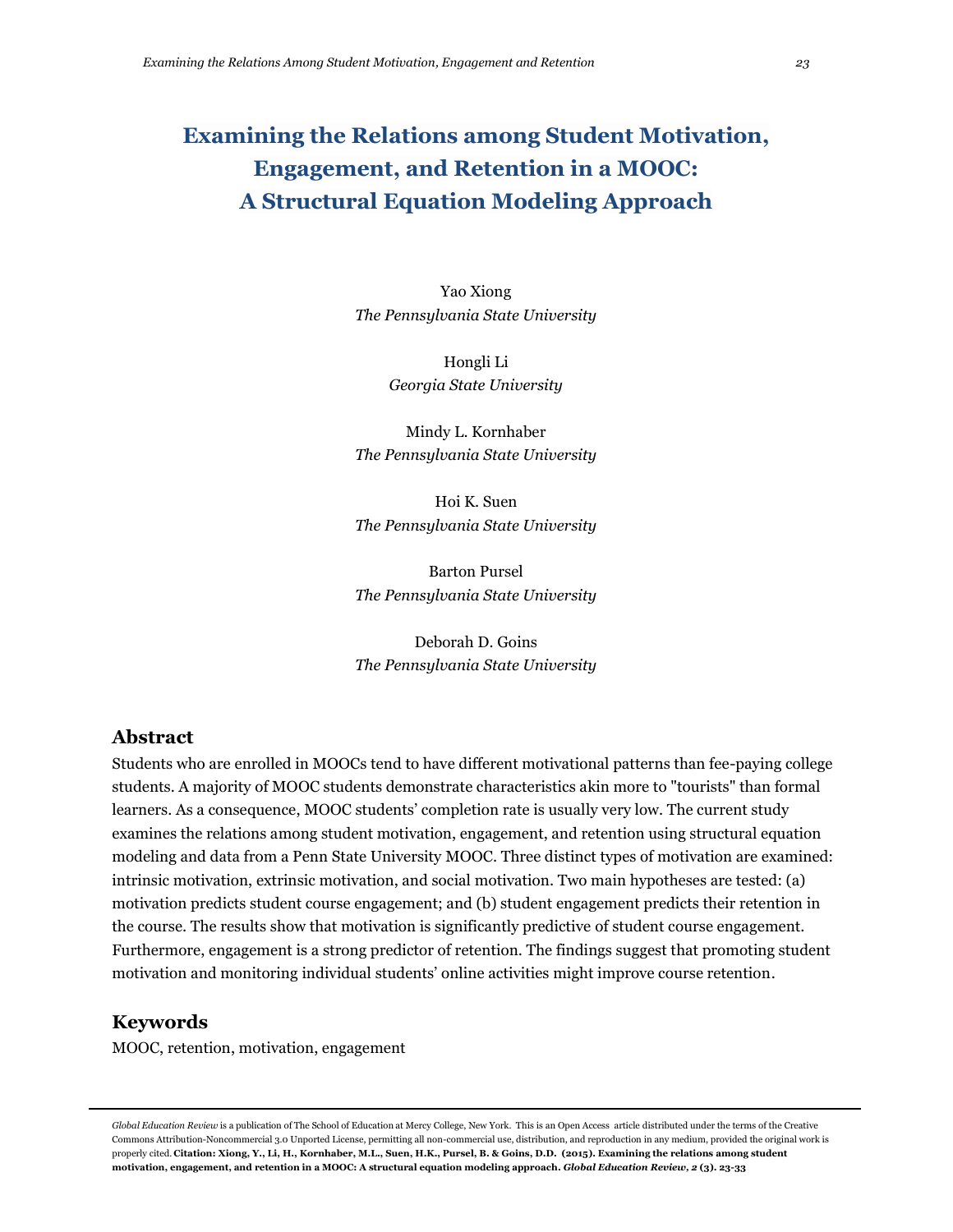# Examining the Relations among Student Motivation, Engagement, and Retention in a MOOC: A Structural Equation Modeling Approach

Yao Xiong
*The Pennsylvania State University*

Hongli Li
*Georgia State University*

Mindy L. Kornhaber
*The Pennsylvania State University*

Hoi K. Suen
*The Pennsylvania State University*

Barton Pursel
*The Pennsylvania State University*

Deborah D. Goins
*The Pennsylvania State University*

## Abstract

Students who are enrolled in MOOCs tend to have different motivational patterns than fee-paying college students. A majority of MOOC students demonstrate characteristics akin more to "tourists" than formal learners. As a consequence, MOOC students' completion rate is usually very low. The current study examines the relations among student motivation, engagement, and retention using structural equation modeling and data from a Penn State University MOOC. Three distinct types of motivation are examined: intrinsic motivation, extrinsic motivation, and social motivation. Two main hypotheses are tested: (a) motivation predicts student course engagement; and (b) student engagement predicts their retention in the course. The results show that motivation is significantly predictive of student course engagement. Furthermore, engagement is a strong predictor of retention. The findings suggest that promoting student motivation and monitoring individual students' online activities might improve course retention.

## Keywords

MOOC, retention, motivation, engagement

*Global Education Review* is a publication of The School of Education at Mercy College, New York. This is an Open Access article distributed under the terms of the Creative Commons Attribution-Noncommercial 3.0 Unported License, permitting all non-commercial use, distribution, and reproduction in any medium, provided the original work is properly cited. **Citation: Xiong, Y., Li, H., Kornhaber, M.L., Suen, H.K., Pursel, B. & Goins, D.D. (2015). Examining the relations among student motivation, engagement, and retention in a MOOC: A structural equation modeling approach. *Global Education Review*, *2* (3). 23-33**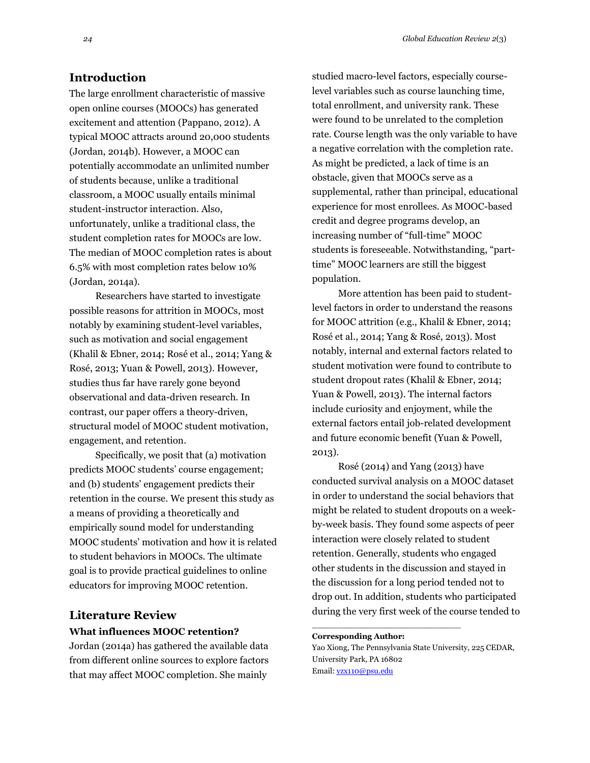## Introduction

The large enrollment characteristic of massive open online courses (MOOCs) has generated excitement and attention (Pappano, 2012). A typical MOOC attracts around 20,000 students (Jordan, 2014b). However, a MOOC can potentially accommodate an unlimited number of students because, unlike a traditional classroom, a MOOC usually entails minimal student-instructor interaction. Also, unfortunately, unlike a traditional class, the student completion rates for MOOCs are low. The median of MOOC completion rates is about 6.5% with most completion rates below 10% (Jordan, 2014a).

Researchers have started to investigate possible reasons for attrition in MOOCs, most notably by examining student-level variables, such as motivation and social engagement (Khalil & Ebner, 2014; Rosé et al., 2014; Yang & Rosé, 2013; Yuan & Powell, 2013). However, studies thus far have rarely gone beyond observational and data-driven research. In contrast, our paper offers a theory-driven, structural model of MOOC student motivation, engagement, and retention.

Specifically, we posit that (a) motivation predicts MOOC students' course engagement; and (b) students' engagement predicts their retention in the course. We present this study as a means of providing a theoretically and empirically sound model for understanding MOOC students' motivation and how it is related to student behaviors in MOOCs. The ultimate goal is to provide practical guidelines to online educators for improving MOOC retention.

## Literature Review

### What influences MOOC retention?

Jordan (2014a) has gathered the available data from different online sources to explore factors that may affect MOOC completion. She mainly studied macro-level factors, especially course-level variables such as course launching time, total enrollment, and university rank. These were found to be unrelated to the completion rate. Course length was the only variable to have a negative correlation with the completion rate. As might be predicted, a lack of time is an obstacle, given that MOOCs serve as a supplemental, rather than principal, educational experience for most enrollees. As MOOC-based credit and degree programs develop, an increasing number of "full-time" MOOC students is foreseeable. Notwithstanding, "part-time" MOOC learners are still the biggest population.

More attention has been paid to student-level factors in order to understand the reasons for MOOC attrition (e.g., Khalil & Ebner, 2014; Rosé et al., 2014; Yang & Rosé, 2013). Most notably, internal and external factors related to student motivation were found to contribute to student dropout rates (Khalil & Ebner, 2014; Yuan & Powell, 2013). The internal factors include curiosity and enjoyment, while the external factors entail job-related development and future economic benefit (Yuan & Powell, 2013).

Rosé (2014) and Yang (2013) have conducted survival analysis on a MOOC dataset in order to understand the social behaviors that might be related to student dropouts on a week-by-week basis. They found some aspects of peer interaction were closely related to student retention. Generally, students who engaged other students in the discussion and stayed in the discussion for a long period tended not to drop out. In addition, students who participated during the very first week of the course tended to

**Corresponding Author:**
Yao Xiong, The Pennsylvania State University, 225 CEDAR, University Park, PA 16802
Email: yzx110@psu.edu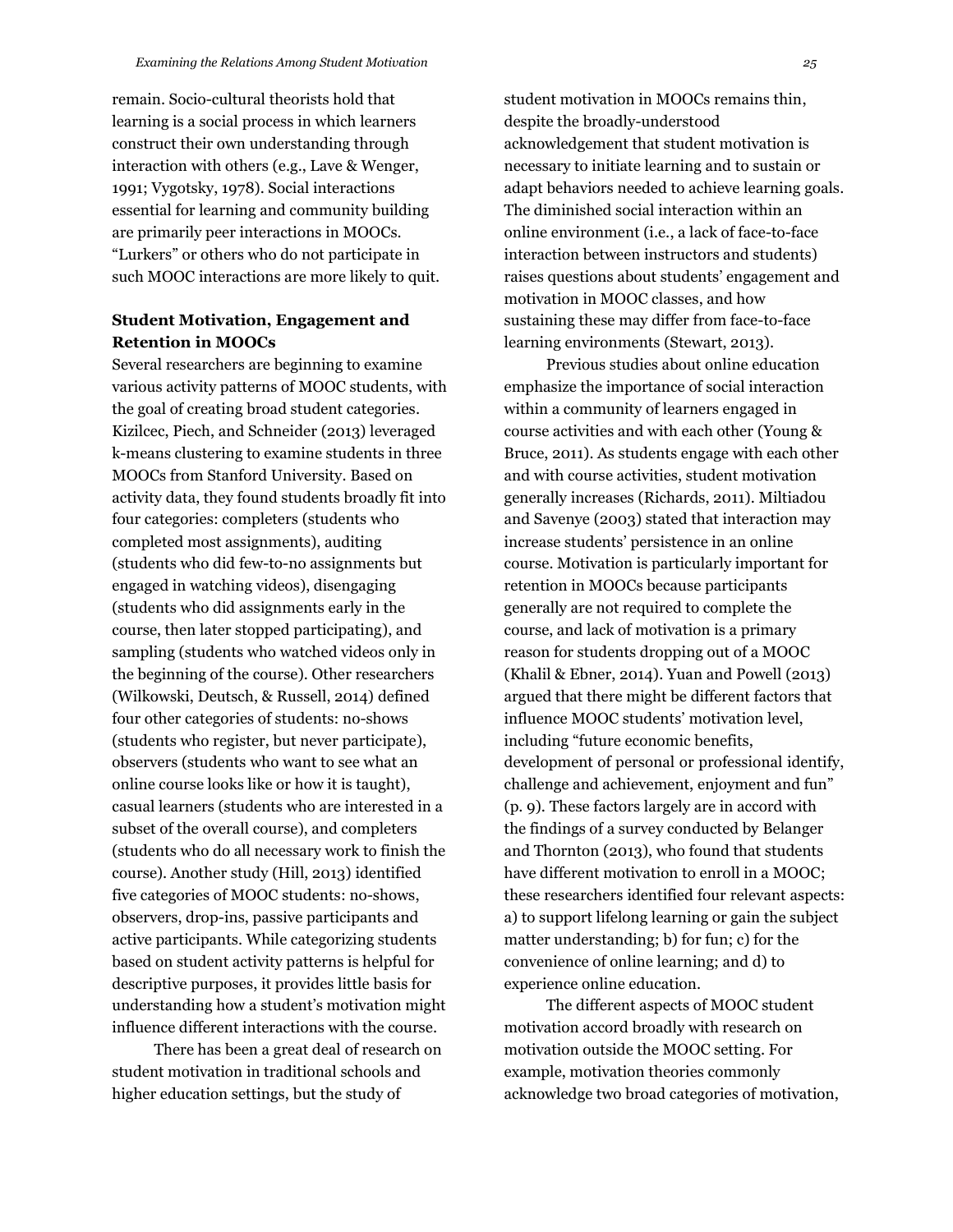remain. Socio-cultural theorists hold that learning is a social process in which learners construct their own understanding through interaction with others (e.g., Lave & Wenger, 1991; Vygotsky, 1978). Social interactions essential for learning and community building are primarily peer interactions in MOOCs. "Lurkers" or others who do not participate in such MOOC interactions are more likely to quit.

### Student Motivation, Engagement and Retention in MOOCs

Several researchers are beginning to examine various activity patterns of MOOC students, with the goal of creating broad student categories. Kizilcec, Piech, and Schneider (2013) leveraged k-means clustering to examine students in three MOOCs from Stanford University. Based on activity data, they found students broadly fit into four categories: completers (students who completed most assignments), auditing (students who did few-to-no assignments but engaged in watching videos), disengaging (students who did assignments early in the course, then later stopped participating), and sampling (students who watched videos only in the beginning of the course). Other researchers (Wilkowski, Deutsch, & Russell, 2014) defined four other categories of students: no-shows (students who register, but never participate), observers (students who want to see what an online course looks like or how it is taught), casual learners (students who are interested in a subset of the overall course), and completers (students who do all necessary work to finish the course). Another study (Hill, 2013) identified five categories of MOOC students: no-shows, observers, drop-ins, passive participants and active participants. While categorizing students based on student activity patterns is helpful for descriptive purposes, it provides little basis for understanding how a student's motivation might influence different interactions with the course.

There has been a great deal of research on student motivation in traditional schools and higher education settings, but the study of student motivation in MOOCs remains thin, despite the broadly-understood acknowledgement that student motivation is necessary to initiate learning and to sustain or adapt behaviors needed to achieve learning goals. The diminished social interaction within an online environment (i.e., a lack of face-to-face interaction between instructors and students) raises questions about students' engagement and motivation in MOOC classes, and how sustaining these may differ from face-to-face learning environments (Stewart, 2013).

Previous studies about online education emphasize the importance of social interaction within a community of learners engaged in course activities and with each other (Young & Bruce, 2011). As students engage with each other and with course activities, student motivation generally increases (Richards, 2011). Miltiadou and Savenye (2003) stated that interaction may increase students' persistence in an online course. Motivation is particularly important for retention in MOOCs because participants generally are not required to complete the course, and lack of motivation is a primary reason for students dropping out of a MOOC (Khalil & Ebner, 2014). Yuan and Powell (2013) argued that there might be different factors that influence MOOC students' motivation level, including "future economic benefits, development of personal or professional identify, challenge and achievement, enjoyment and fun" (p. 9). These factors largely are in accord with the findings of a survey conducted by Belanger and Thornton (2013), who found that students have different motivation to enroll in a MOOC; these researchers identified four relevant aspects: a) to support lifelong learning or gain the subject matter understanding; b) for fun; c) for the convenience of online learning; and d) to experience online education.

The different aspects of MOOC student motivation accord broadly with research on motivation outside the MOOC setting. For example, motivation theories commonly acknowledge two broad categories of motivation,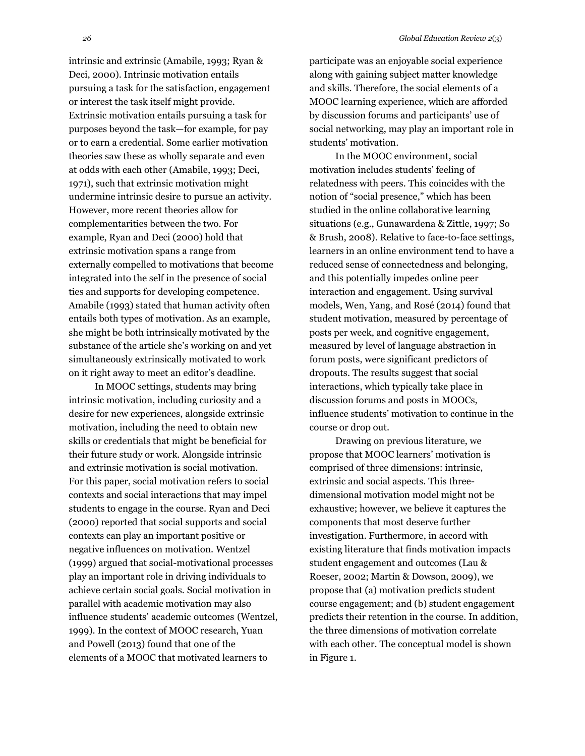intrinsic and extrinsic (Amabile, 1993; Ryan & Deci, 2000). Intrinsic motivation entails pursuing a task for the satisfaction, engagement or interest the task itself might provide. Extrinsic motivation entails pursuing a task for purposes beyond the task—for example, for pay or to earn a credential. Some earlier motivation theories saw these as wholly separate and even at odds with each other (Amabile, 1993; Deci, 1971), such that extrinsic motivation might undermine intrinsic desire to pursue an activity. However, more recent theories allow for complementarities between the two. For example, Ryan and Deci (2000) hold that extrinsic motivation spans a range from externally compelled to motivations that become integrated into the self in the presence of social ties and supports for developing competence. Amabile (1993) stated that human activity often entails both types of motivation. As an example, she might be both intrinsically motivated by the substance of the article she's working on and yet simultaneously extrinsically motivated to work on it right away to meet an editor's deadline.

In MOOC settings, students may bring intrinsic motivation, including curiosity and a desire for new experiences, alongside extrinsic motivation, including the need to obtain new skills or credentials that might be beneficial for their future study or work. Alongside intrinsic and extrinsic motivation is social motivation. For this paper, social motivation refers to social contexts and social interactions that may impel students to engage in the course. Ryan and Deci (2000) reported that social supports and social contexts can play an important positive or negative influences on motivation. Wentzel (1999) argued that social-motivational processes play an important role in driving individuals to achieve certain social goals. Social motivation in parallel with academic motivation may also influence students' academic outcomes (Wentzel, 1999). In the context of MOOC research, Yuan and Powell (2013) found that one of the elements of a MOOC that motivated learners to participate was an enjoyable social experience along with gaining subject matter knowledge and skills. Therefore, the social elements of a MOOC learning experience, which are afforded by discussion forums and participants' use of social networking, may play an important role in students' motivation.

In the MOOC environment, social motivation includes students' feeling of relatedness with peers. This coincides with the notion of "social presence," which has been studied in the online collaborative learning situations (e.g., Gunawardena & Zittle, 1997; So & Brush, 2008). Relative to face-to-face settings, learners in an online environment tend to have a reduced sense of connectedness and belonging, and this potentially impedes online peer interaction and engagement. Using survival models, Wen, Yang, and Rosé (2014) found that student motivation, measured by percentage of posts per week, and cognitive engagement, measured by level of language abstraction in forum posts, were significant predictors of dropouts. The results suggest that social interactions, which typically take place in discussion forums and posts in MOOCs, influence students' motivation to continue in the course or drop out.

Drawing on previous literature, we propose that MOOC learners' motivation is comprised of three dimensions: intrinsic, extrinsic and social aspects. This three-dimensional motivation model might not be exhaustive; however, we believe it captures the components that most deserve further investigation. Furthermore, in accord with existing literature that finds motivation impacts student engagement and outcomes (Lau & Roeser, 2002; Martin & Dowson, 2009), we propose that (a) motivation predicts student course engagement; and (b) student engagement predicts their retention in the course. In addition, the three dimensions of motivation correlate with each other. The conceptual model is shown in Figure 1.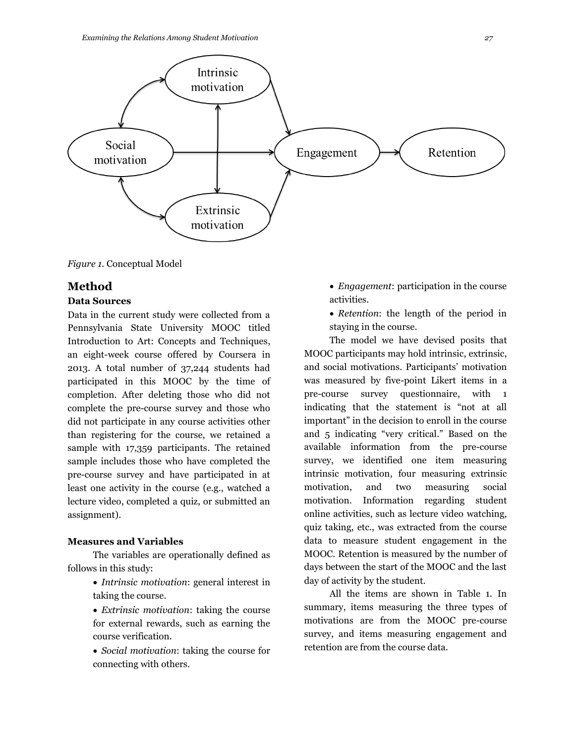*Figure 1*. Conceptual Model

## Method

### Data Sources

Data in the current study were collected from a Pennsylvania State University MOOC titled Introduction to Art: Concepts and Techniques, an eight-week course offered by Coursera in 2013. A total number of 37,244 students had participated in this MOOC by the time of completion. After deleting those who did not complete the pre-course survey and those who did not participate in any course activities other than registering for the course, we retained a sample with 17,359 participants. The retained sample includes those who have completed the pre-course survey and have participated in at least one activity in the course (e.g., watched a lecture video, completed a quiz, or submitted an assignment).

### Measures and Variables

The variables are operationally defined as follows in this study:

- *Intrinsic motivation*: general interest in taking the course.
- *Extrinsic motivation*: taking the course for external rewards, such as earning the course verification.
- *Social motivation*: taking the course for connecting with others.
- *Engagement*: participation in the course activities.
- *Retention*: the length of the period in staying in the course.

The model we have devised posits that MOOC participants may hold intrinsic, extrinsic, and social motivations. Participants' motivation was measured by five-point Likert items in a pre-course survey questionnaire, with 1 indicating that the statement is "not at all important" in the decision to enroll in the course and 5 indicating "very critical." Based on the available information from the pre-course survey, we identified one item measuring intrinsic motivation, four measuring extrinsic motivation, and two measuring social motivation. Information regarding student online activities, such as lecture video watching, quiz taking, etc., was extracted from the course data to measure student engagement in the MOOC. Retention is measured by the number of days between the start of the MOOC and the last day of activity by the student.

All the items are shown in Table 1. In summary, items measuring the three types of motivations are from the MOOC pre-course survey, and items measuring engagement and retention are from the course data.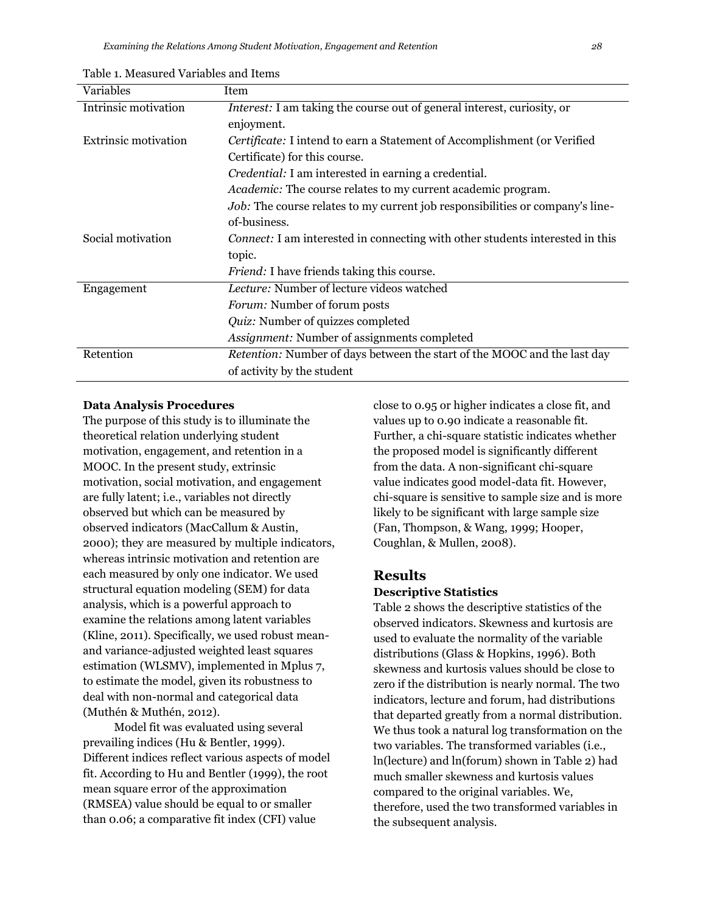Table 1. Measured Variables and Items

| Variables | Item |
|---|---|
| Intrinsic motivation | *Interest:* I am taking the course out of general interest, curiosity, or enjoyment. |
| Extrinsic motivation | *Certificate:* I intend to earn a Statement of Accomplishment (or Verified Certificate) for this course. |
| | *Credential:* I am interested in earning a credential. |
| | *Academic:* The course relates to my current academic program. |
| | *Job:* The course relates to my current job responsibilities or company's line-of-business. |
| Social motivation | *Connect:* I am interested in connecting with other students interested in this topic. |
| | *Friend:* I have friends taking this course. |
| Engagement | *Lecture:* Number of lecture videos watched |
| | *Forum:* Number of forum posts |
| | *Quiz:* Number of quizzes completed |
| | *Assignment:* Number of assignments completed |
| Retention | *Retention:* Number of days between the start of the MOOC and the last day of activity by the student |

**Data Analysis Procedures**

The purpose of this study is to illuminate the theoretical relation underlying student motivation, engagement, and retention in a MOOC. In the present study, extrinsic motivation, social motivation, and engagement are fully latent; i.e., variables not directly observed but which can be measured by observed indicators (MacCallum & Austin, 2000); they are measured by multiple indicators, whereas intrinsic motivation and retention are each measured by only one indicator. We used structural equation modeling (SEM) for data analysis, which is a powerful approach to examine the relations among latent variables (Kline, 2011). Specifically, we used robust mean- and variance-adjusted weighted least squares estimation (WLSMV), implemented in Mplus 7, to estimate the model, given its robustness to deal with non-normal and categorical data (Muthén & Muthén, 2012).

Model fit was evaluated using several prevailing indices (Hu & Bentler, 1999). Different indices reflect various aspects of model fit. According to Hu and Bentler (1999), the root mean square error of the approximation (RMSEA) value should be equal to or smaller than 0.06; a comparative fit index (CFI) value close to 0.95 or higher indicates a close fit, and values up to 0.90 indicate a reasonable fit. Further, a chi-square statistic indicates whether the proposed model is significantly different from the data. A non-significant chi-square value indicates good model-data fit. However, chi-square is sensitive to sample size and is more likely to be significant with large sample size (Fan, Thompson, & Wang, 1999; Hooper, Coughlan, & Mullen, 2008).

## Results

**Descriptive Statistics**

Table 2 shows the descriptive statistics of the observed indicators. Skewness and kurtosis are used to evaluate the normality of the variable distributions (Glass & Hopkins, 1996). Both skewness and kurtosis values should be close to zero if the distribution is nearly normal. The two indicators, lecture and forum, had distributions that departed greatly from a normal distribution. We thus took a natural log transformation on the two variables. The transformed variables (i.e., ln(lecture) and ln(forum) shown in Table 2) had much smaller skewness and kurtosis values compared to the original variables. We, therefore, used the two transformed variables in the subsequent analysis.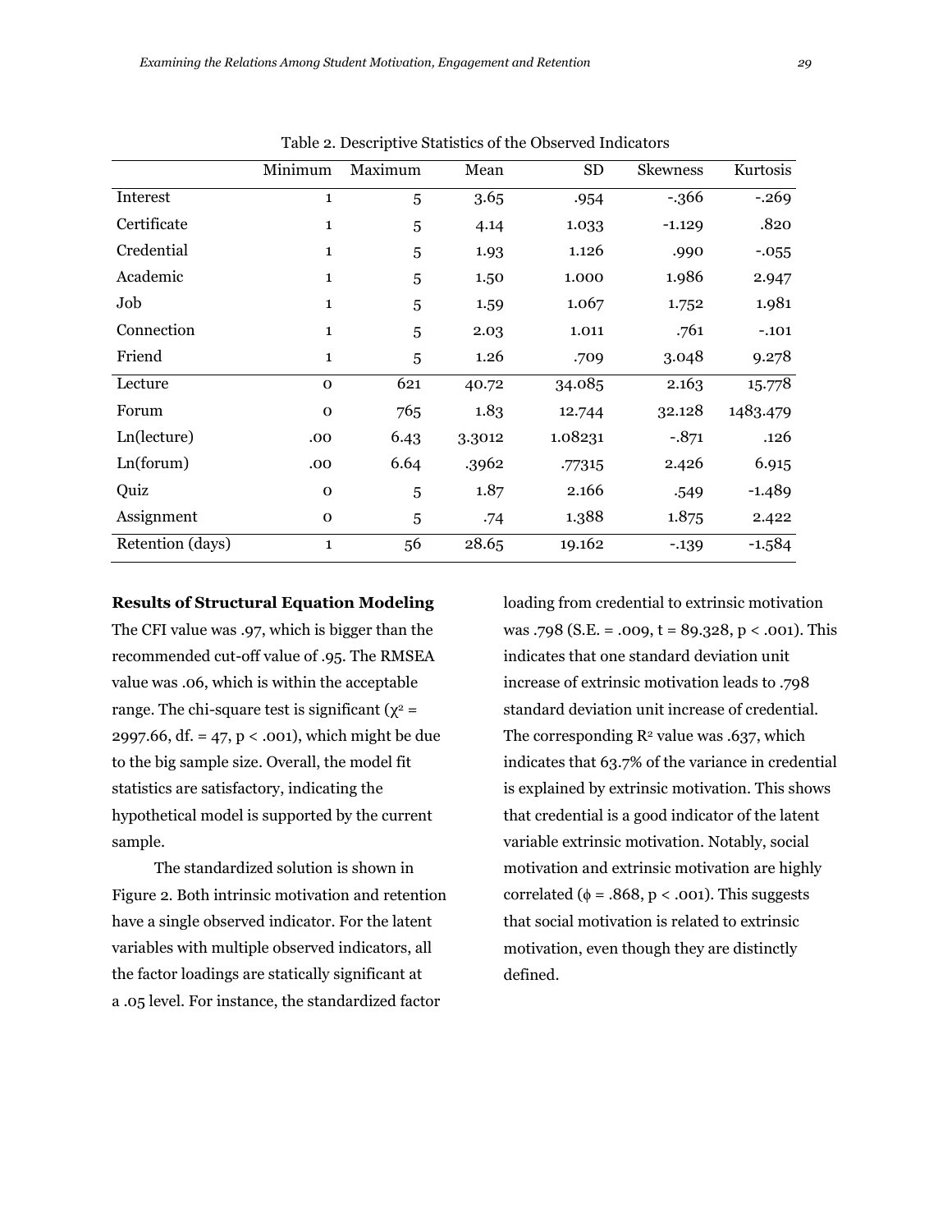Table 2. Descriptive Statistics of the Observed Indicators

| | Minimum | Maximum | Mean | SD | Skewness | Kurtosis |
|---|---|---|---|---|---|---|
| Interest | 1 | 5 | 3.65 | .954 | -.366 | -.269 |
| Certificate | 1 | 5 | 4.14 | 1.033 | -1.129 | .820 |
| Credential | 1 | 5 | 1.93 | 1.126 | .990 | -.055 |
| Academic | 1 | 5 | 1.50 | 1.000 | 1.986 | 2.947 |
| Job | 1 | 5 | 1.59 | 1.067 | 1.752 | 1.981 |
| Connection | 1 | 5 | 2.03 | 1.011 | .761 | -.101 |
| Friend | 1 | 5 | 1.26 | .709 | 3.048 | 9.278 |
| Lecture | 0 | 621 | 40.72 | 34.085 | 2.163 | 15.778 |
| Forum | 0 | 765 | 1.83 | 12.744 | 32.128 | 1483.479 |
| Ln(lecture) | .00 | 6.43 | 3.3012 | 1.08231 | -.871 | .126 |
| Ln(forum) | .00 | 6.64 | .3962 | .77315 | 2.426 | 6.915 |
| Quiz | 0 | 5 | 1.87 | 2.166 | .549 | -1.489 |
| Assignment | 0 | 5 | .74 | 1.388 | 1.875 | 2.422 |
| Retention (days) | 1 | 56 | 28.65 | 19.162 | -.139 | -1.584 |

**Results of Structural Equation Modeling**

The CFI value was .97, which is bigger than the recommended cut-off value of .95. The RMSEA value was .06, which is within the acceptable range. The chi-square test is significant ($\chi^2$ = 2997.66, df. = 47, $p < .001$), which might be due to the big sample size. Overall, the model fit statistics are satisfactory, indicating the hypothetical model is supported by the current sample.

The standardized solution is shown in Figure 2. Both intrinsic motivation and retention have a single observed indicator. For the latent variables with multiple observed indicators, all the factor loadings are statically significant at a .05 level. For instance, the standardized factor loading from credential to extrinsic motivation was .798 (S.E. = .009, t = 89.328, $p < .001$). This indicates that one standard deviation unit increase of extrinsic motivation leads to .798 standard deviation unit increase of credential. The corresponding $R^2$ value was .637, which indicates that 63.7% of the variance in credential is explained by extrinsic motivation. This shows that credential is a good indicator of the latent variable extrinsic motivation. Notably, social motivation and extrinsic motivation are highly correlated ($\phi$ = .868, $p < .001$). This suggests that social motivation is related to extrinsic motivation, even though they are distinctly defined.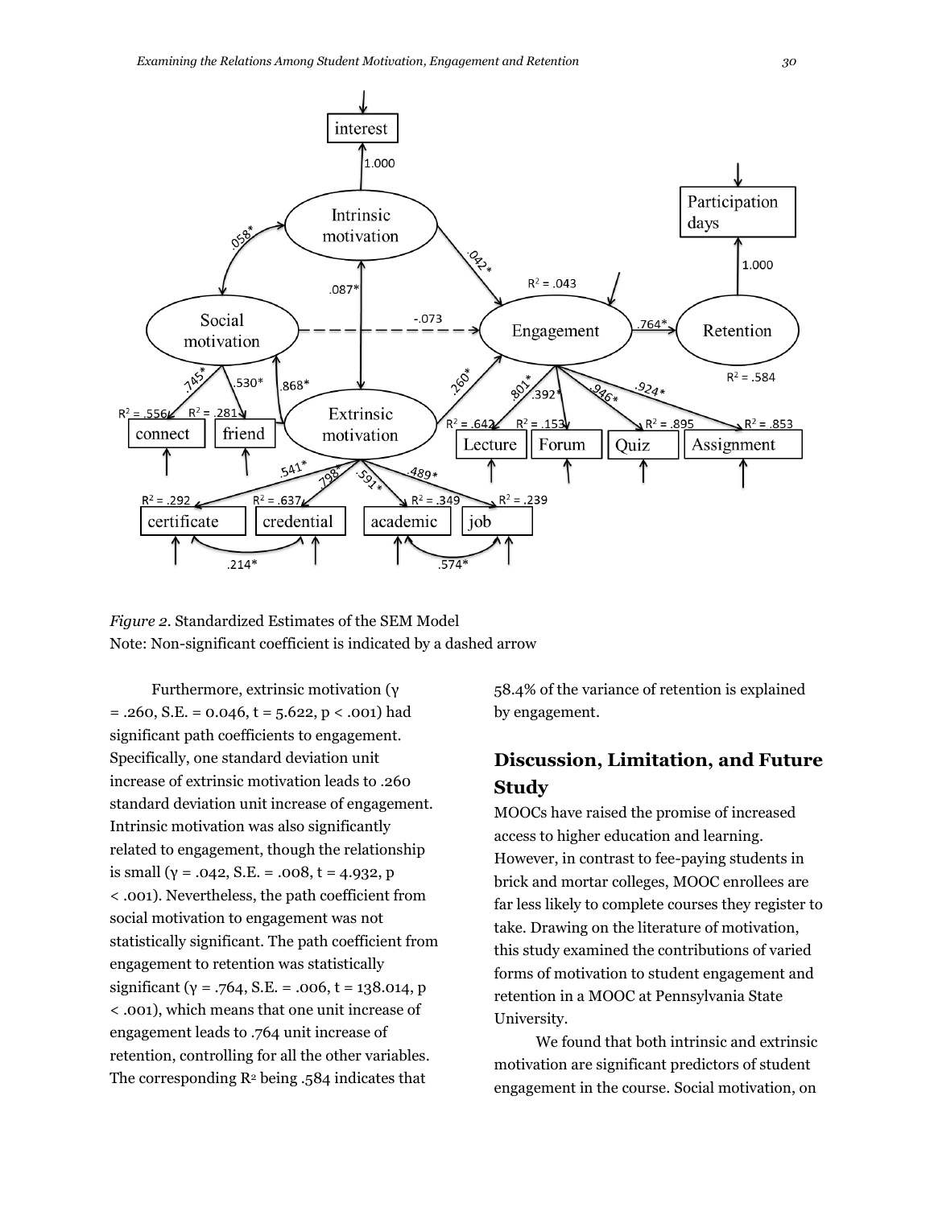*Figure 2.* Standardized Estimates of the SEM Model
Note: Non-significant coefficient is indicated by a dashed arrow

Furthermore, extrinsic motivation ($\gamma = .260$, S.E. = 0.046, t = 5.622, $p < .001$) had significant path coefficients to engagement. Specifically, one standard deviation unit increase of extrinsic motivation leads to .260 standard deviation unit increase of engagement. Intrinsic motivation was also significantly related to engagement, though the relationship is small ($\gamma = .042$, S.E. = .008, t = 4.932, $p < .001$). Nevertheless, the path coefficient from social motivation to engagement was not statistically significant. The path coefficient from engagement to retention was statistically significant ($\gamma = .764$, S.E. = .006, t = 138.014, $p < .001$), which means that one unit increase of engagement leads to .764 unit increase of retention, controlling for all the other variables. The corresponding $R^2$ being .584 indicates that 58.4% of the variance of retention is explained by engagement.

## Discussion, Limitation, and Future Study

MOOCs have raised the promise of increased access to higher education and learning. However, in contrast to fee-paying students in brick and mortar colleges, MOOC enrollees are far less likely to complete courses they register to take. Drawing on the literature of motivation, this study examined the contributions of varied forms of motivation to student engagement and retention in a MOOC at Pennsylvania State University.

We found that both intrinsic and extrinsic motivation are significant predictors of student engagement in the course. Social motivation, on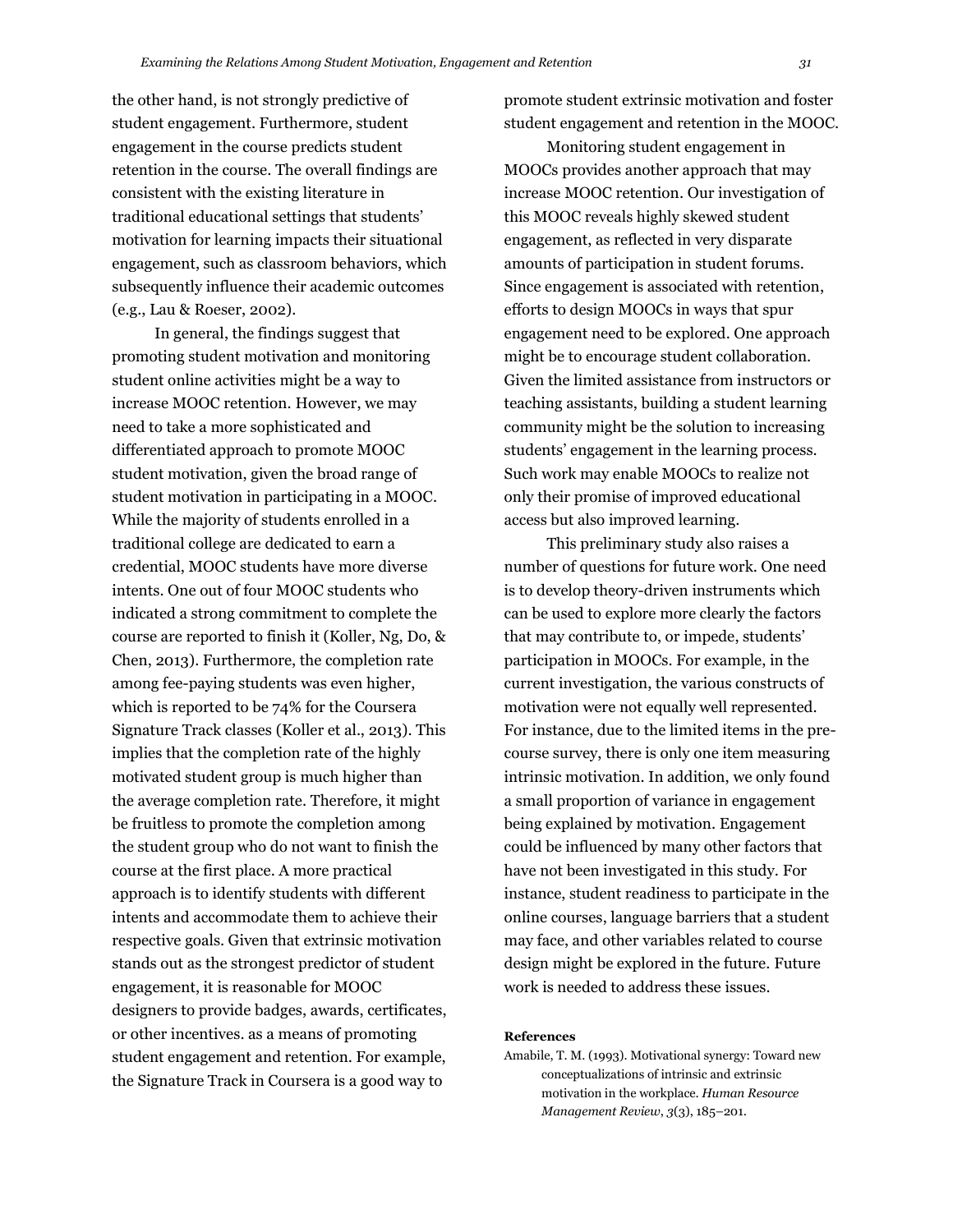the other hand, is not strongly predictive of student engagement. Furthermore, student engagement in the course predicts student retention in the course. The overall findings are consistent with the existing literature in traditional educational settings that students' motivation for learning impacts their situational engagement, such as classroom behaviors, which subsequently influence their academic outcomes (e.g., Lau & Roeser, 2002).

In general, the findings suggest that promoting student motivation and monitoring student online activities might be a way to increase MOOC retention. However, we may need to take a more sophisticated and differentiated approach to promote MOOC student motivation, given the broad range of student motivation in participating in a MOOC. While the majority of students enrolled in a traditional college are dedicated to earn a credential, MOOC students have more diverse intents. One out of four MOOC students who indicated a strong commitment to complete the course are reported to finish it (Koller, Ng, Do, & Chen, 2013). Furthermore, the completion rate among fee-paying students was even higher, which is reported to be 74% for the Coursera Signature Track classes (Koller et al., 2013). This implies that the completion rate of the highly motivated student group is much higher than the average completion rate. Therefore, it might be fruitless to promote the completion among the student group who do not want to finish the course at the first place. A more practical approach is to identify students with different intents and accommodate them to achieve their respective goals. Given that extrinsic motivation stands out as the strongest predictor of student engagement, it is reasonable for MOOC designers to provide badges, awards, certificates, or other incentives. as a means of promoting student engagement and retention. For example, the Signature Track in Coursera is a good way to promote student extrinsic motivation and foster student engagement and retention in the MOOC.

Monitoring student engagement in MOOCs provides another approach that may increase MOOC retention. Our investigation of this MOOC reveals highly skewed student engagement, as reflected in very disparate amounts of participation in student forums. Since engagement is associated with retention, efforts to design MOOCs in ways that spur engagement need to be explored. One approach might be to encourage student collaboration. Given the limited assistance from instructors or teaching assistants, building a student learning community might be the solution to increasing students' engagement in the learning process. Such work may enable MOOCs to realize not only their promise of improved educational access but also improved learning.

This preliminary study also raises a number of questions for future work. One need is to develop theory-driven instruments which can be used to explore more clearly the factors that may contribute to, or impede, students' participation in MOOCs. For example, in the current investigation, the various constructs of motivation were not equally well represented. For instance, due to the limited items in the pre-course survey, there is only one item measuring intrinsic motivation. In addition, we only found a small proportion of variance in engagement being explained by motivation. Engagement could be influenced by many other factors that have not been investigated in this study. For instance, student readiness to participate in the online courses, language barriers that a student may face, and other variables related to course design might be explored in the future. Future work is needed to address these issues.

#### References

Amabile, T. M. (1993). Motivational synergy: Toward new conceptualizations of intrinsic and extrinsic motivation in the workplace. *Human Resource Management Review*, *3*(3), 185–201.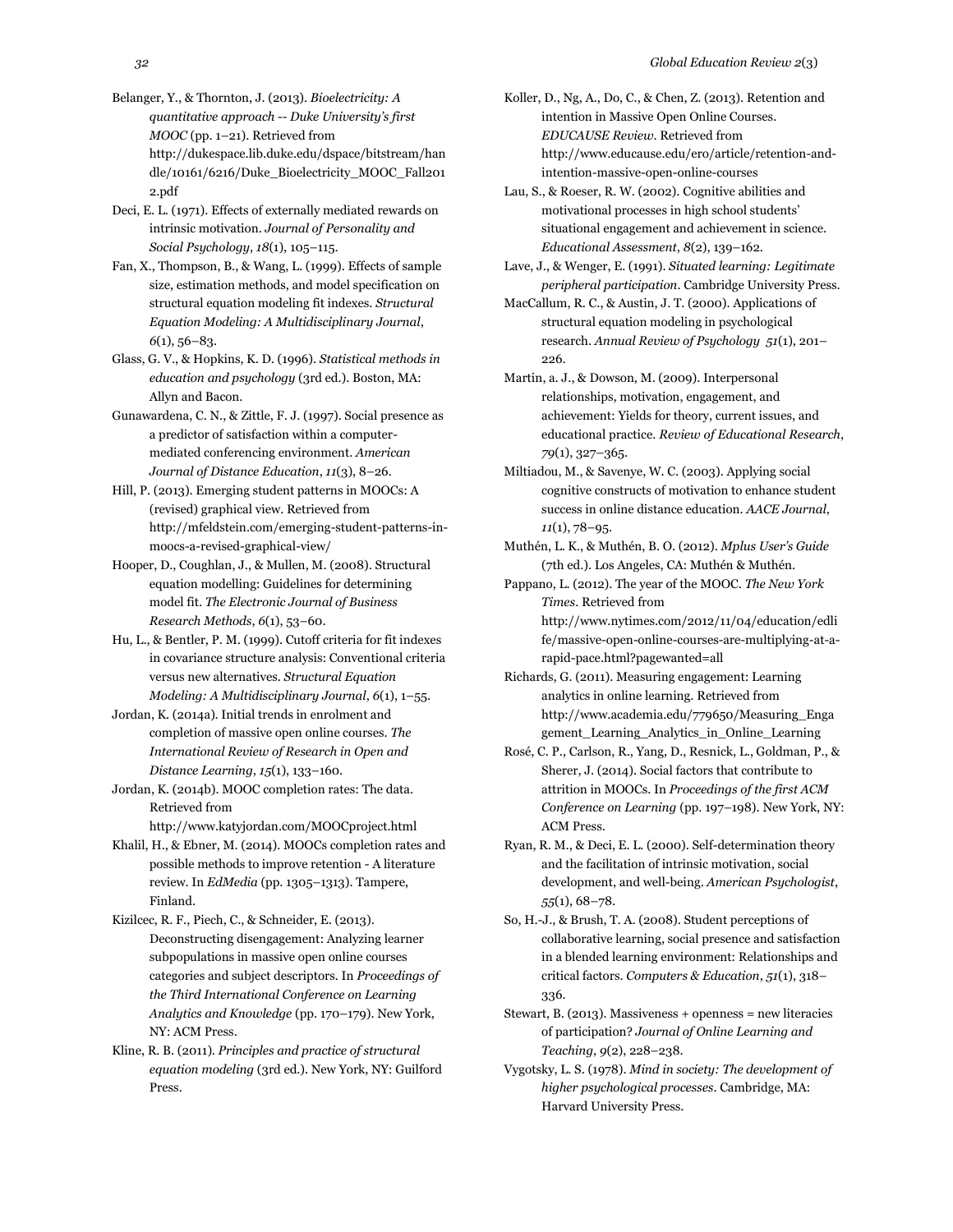Belanger, Y., & Thornton, J. (2013). *Bioelectricity: A quantitative approach -- Duke University's first MOOC* (pp. 1–21). Retrieved from http://dukespace.lib.duke.edu/dspace/bitstream/handle/10161/6216/Duke_Bioelectricity_MOOC_Fall2012.pdf

Deci, E. L. (1971). Effects of externally mediated rewards on intrinsic motivation. *Journal of Personality and Social Psychology*, *18*(1), 105–115.

Fan, X., Thompson, B., & Wang, L. (1999). Effects of sample size, estimation methods, and model specification on structural equation modeling fit indexes. *Structural Equation Modeling: A Multidisciplinary Journal*, *6*(1), 56–83.

Glass, G. V., & Hopkins, K. D. (1996). *Statistical methods in education and psychology* (3rd ed.). Boston, MA: Allyn and Bacon.

Gunawardena, C. N., & Zittle, F. J. (1997). Social presence as a predictor of satisfaction within a computer-mediated conferencing environment. *American Journal of Distance Education*, *11*(3), 8–26.

Hill, P. (2013). Emerging student patterns in MOOCs: A (revised) graphical view. Retrieved from http://mfeldstein.com/emerging-student-patterns-in-moocs-a-revised-graphical-view/

Hooper, D., Coughlan, J., & Mullen, M. (2008). Structural equation modelling: Guidelines for determining model fit. *The Electronic Journal of Business Research Methods*, *6*(1), 53–60.

Hu, L., & Bentler, P. M. (1999). Cutoff criteria for fit indexes in covariance structure analysis: Conventional criteria versus new alternatives. *Structural Equation Modeling: A Multidisciplinary Journal*, *6*(1), 1–55.

Jordan, K. (2014a). Initial trends in enrolment and completion of massive open online courses. *The International Review of Research in Open and Distance Learning*, *15*(1), 133–160.

Jordan, K. (2014b). MOOC completion rates: The data. Retrieved from http://www.katyjordan.com/MOOCproject.html

Khalil, H., & Ebner, M. (2014). MOOCs completion rates and possible methods to improve retention - A literature review. In *EdMedia* (pp. 1305–1313). Tampere, Finland.

Kizilcec, R. F., Piech, C., & Schneider, E. (2013). Deconstructing disengagement: Analyzing learner subpopulations in massive open online courses categories and subject descriptors. In *Proceedings of the Third International Conference on Learning Analytics and Knowledge* (pp. 170–179). New York, NY: ACM Press.

Kline, R. B. (2011). *Principles and practice of structural equation modeling* (3rd ed.). New York, NY: Guilford Press.

Koller, D., Ng, A., Do, C., & Chen, Z. (2013). Retention and intention in Massive Open Online Courses. *EDUCAUSE Review*. Retrieved from http://www.educause.edu/ero/article/retention-and-intention-massive-open-online-courses

Lau, S., & Roeser, R. W. (2002). Cognitive abilities and motivational processes in high school students' situational engagement and achievement in science. *Educational Assessment*, *8*(2), 139–162.

Lave, J., & Wenger, E. (1991). *Situated learning: Legitimate peripheral participation*. Cambridge University Press.

MacCallum, R. C., & Austin, J. T. (2000). Applications of structural equation modeling in psychological research. *Annual Review of Psychology* *51*(1), 201–226.

Martin, a. J., & Dowson, M. (2009). Interpersonal relationships, motivation, engagement, and achievement: Yields for theory, current issues, and educational practice. *Review of Educational Research*, *79*(1), 327–365.

Miltiadou, M., & Savenye, W. C. (2003). Applying social cognitive constructs of motivation to enhance student success in online distance education. *AACE Journal*, *11*(1), 78–95.

Muthén, L. K., & Muthén, B. O. (2012). *Mplus User's Guide* (7th ed.). Los Angeles, CA: Muthén & Muthén.

Pappano, L. (2012). The year of the MOOC. *The New York Times*. Retrieved from http://www.nytimes.com/2012/11/04/education/edlife/massive-open-online-courses-are-multiplying-at-a-rapid-pace.html?pagewanted=all

Richards, G. (2011). Measuring engagement: Learning analytics in online learning. Retrieved from http://www.academia.edu/779650/Measuring_Engagement_Learning_Analytics_in_Online_Learning

Rosé, C. P., Carlson, R., Yang, D., Resnick, L., Goldman, P., & Sherer, J. (2014). Social factors that contribute to attrition in MOOCs. In *Proceedings of the first ACM Conference on Learning* (pp. 197–198). New York, NY: ACM Press.

Ryan, R. M., & Deci, E. L. (2000). Self-determination theory and the facilitation of intrinsic motivation, social development, and well-being. *American Psychologist*, *55*(1), 68–78.

So, H.-J., & Brush, T. A. (2008). Student perceptions of collaborative learning, social presence and satisfaction in a blended learning environment: Relationships and critical factors. *Computers & Education*, *51*(1), 318–336.

Stewart, B. (2013). Massiveness + openness = new literacies of participation? *Journal of Online Learning and Teaching*, *9*(2), 228–238.

Vygotsky, L. S. (1978). *Mind in society: The development of higher psychological processes*. Cambridge, MA: Harvard University Press.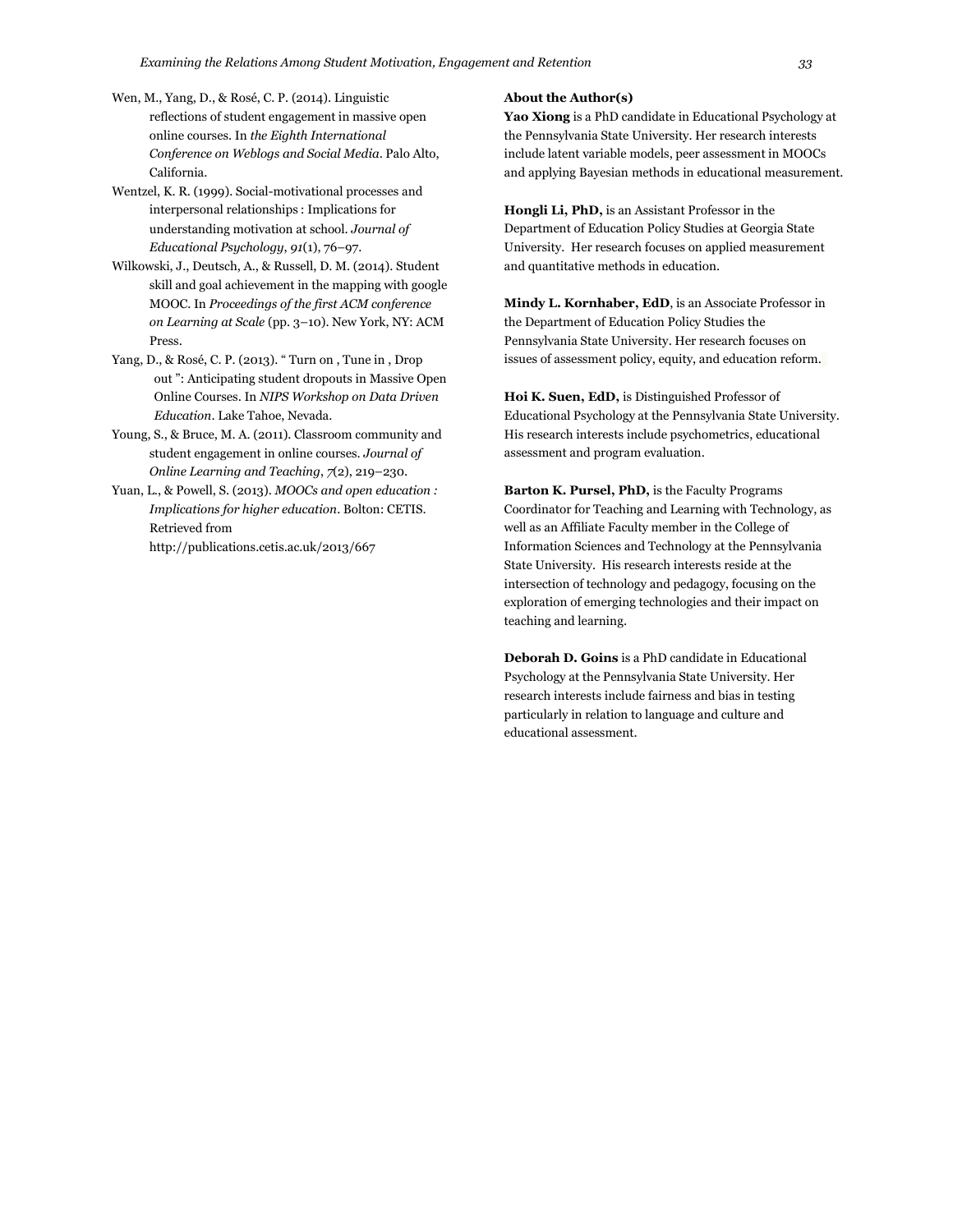Wen, M., Yang, D., & Rosé, C. P. (2014). Linguistic reflections of student engagement in massive open online courses. In *the Eighth International Conference on Weblogs and Social Media*. Palo Alto, California.

Wentzel, K. R. (1999). Social-motivational processes and interpersonal relationships : Implications for understanding motivation at school. *Journal of Educational Psychology*, *91*(1), 76–97.

Wilkowski, J., Deutsch, A., & Russell, D. M. (2014). Student skill and goal achievement in the mapping with google MOOC. In *Proceedings of the first ACM conference on Learning at Scale* (pp. 3–10). New York, NY: ACM Press.

Yang, D., & Rosé, C. P. (2013). " Turn on , Tune in , Drop out ": Anticipating student dropouts in Massive Open Online Courses. In *NIPS Workshop on Data Driven Education*. Lake Tahoe, Nevada.

Young, S., & Bruce, M. A. (2011). Classroom community and student engagement in online courses. *Journal of Online Learning and Teaching*, *7*(2), 219–230.

Yuan, L., & Powell, S. (2013). *MOOCs and open education : Implications for higher education*. Bolton: CETIS. Retrieved from http://publications.cetis.ac.uk/2013/667

**About the Author(s)**

**Yao Xiong** is a PhD candidate in Educational Psychology at the Pennsylvania State University. Her research interests include latent variable models, peer assessment in MOOCs and applying Bayesian methods in educational measurement.

**Hongli Li, PhD,** is an Assistant Professor in the Department of Education Policy Studies at Georgia State University. Her research focuses on applied measurement and quantitative methods in education.

**Mindy L. Kornhaber, EdD**, is an Associate Professor in the Department of Education Policy Studies the Pennsylvania State University. Her research focuses on issues of assessment policy, equity, and education reform.

**Hoi K. Suen, EdD,** is Distinguished Professor of Educational Psychology at the Pennsylvania State University. His research interests include psychometrics, educational assessment and program evaluation.

**Barton K. Pursel, PhD,** is the Faculty Programs Coordinator for Teaching and Learning with Technology, as well as an Affiliate Faculty member in the College of Information Sciences and Technology at the Pennsylvania State University. His research interests reside at the intersection of technology and pedagogy, focusing on the exploration of emerging technologies and their impact on teaching and learning.

**Deborah D. Goins** is a PhD candidate in Educational Psychology at the Pennsylvania State University. Her research interests include fairness and bias in testing particularly in relation to language and culture and educational assessment.